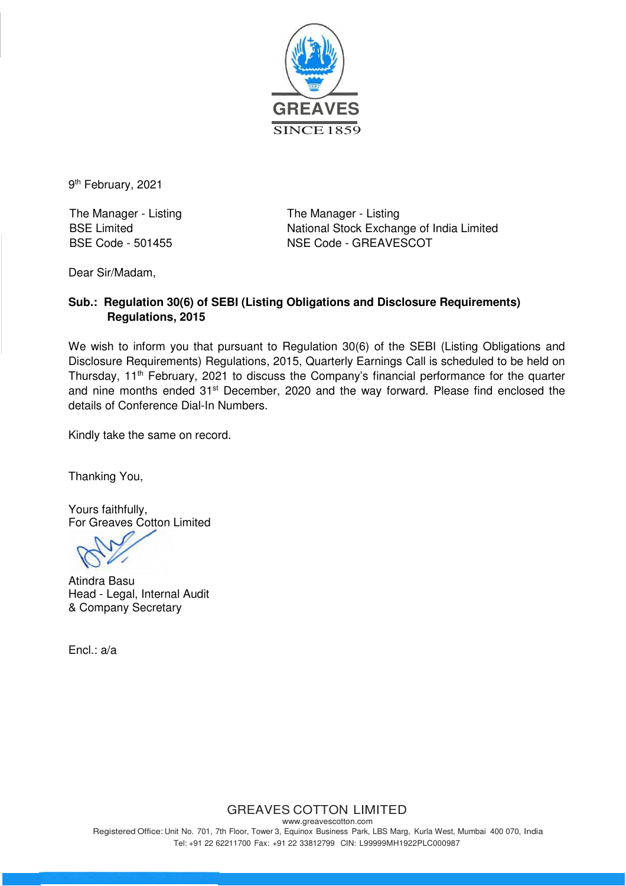GREAVES

SINCE 1859

9th February, 2021

The Manager - Listing
BSE Limited
BSE Code - 501455

The Manager - Listing
National Stock Exchange of India Limited
NSE Code - GREAVESCOT

Dear Sir/Madam,

**Sub.: Regulation 30(6) of SEBI (Listing Obligations and Disclosure Requirements) Regulations, 2015**

We wish to inform you that pursuant to Regulation 30(6) of the SEBI (Listing Obligations and Disclosure Requirements) Regulations, 2015, Quarterly Earnings Call is scheduled to be held on Thursday, 11th February, 2021 to discuss the Company's financial performance for the quarter and nine months ended 31st December, 2020 and the way forward. Please find enclosed the details of Conference Dial-In Numbers.

Kindly take the same on record.

Thanking You,

Yours faithfully,
For Greaves Cotton Limited

Atindra Basu
Head - Legal, Internal Audit
& Company Secretary

Encl.: a/a

GREAVES COTTON LIMITED
www.greavescotton.com
Registered Office: Unit No. 701, 7th Floor, Tower 3, Equinox Business Park, LBS Marg, Kurla West, Mumbai 400 070, India
Tel: +91 22 62211700 Fax: +91 22 33812799 CIN: L99999MH1922PLC000987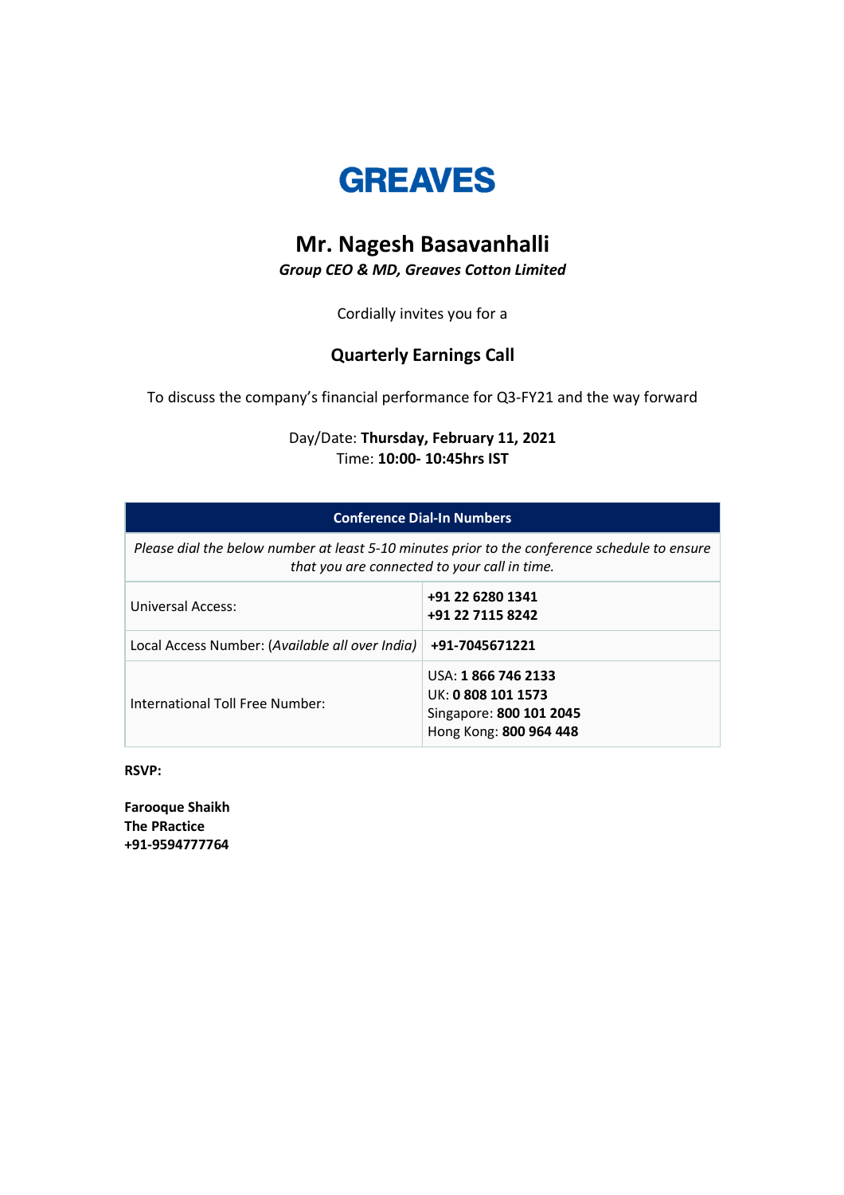# GREAVES

## Mr. Nagesh Basavanhalli

***Group CEO & MD, Greaves Cotton Limited***

Cordially invites you for a

### Quarterly Earnings Call

To discuss the company's financial performance for Q3-FY21 and the way forward

Day/Date: **Thursday, February 11, 2021**
Time: **10:00- 10:45hrs IST**

| **Conference Dial-In Numbers** | |
|---|---|
| *Please dial the below number at least 5-10 minutes prior to the conference schedule to ensure that you are connected to your call in time.* | |
| Universal Access: | **+91 22 6280 1341**<br>**+91 22 7115 8242** |
| Local Access Number: (*Available all over India*) | **+91-7045671221** |
| International Toll Free Number: | USA: **1 866 746 2133**<br>UK: **0 808 101 1573**<br>Singapore: **800 101 2045**<br>Hong Kong: **800 964 448** |

**RSVP:**

**Farooque Shaikh**
**The PRactice**
**+91-9594777764**